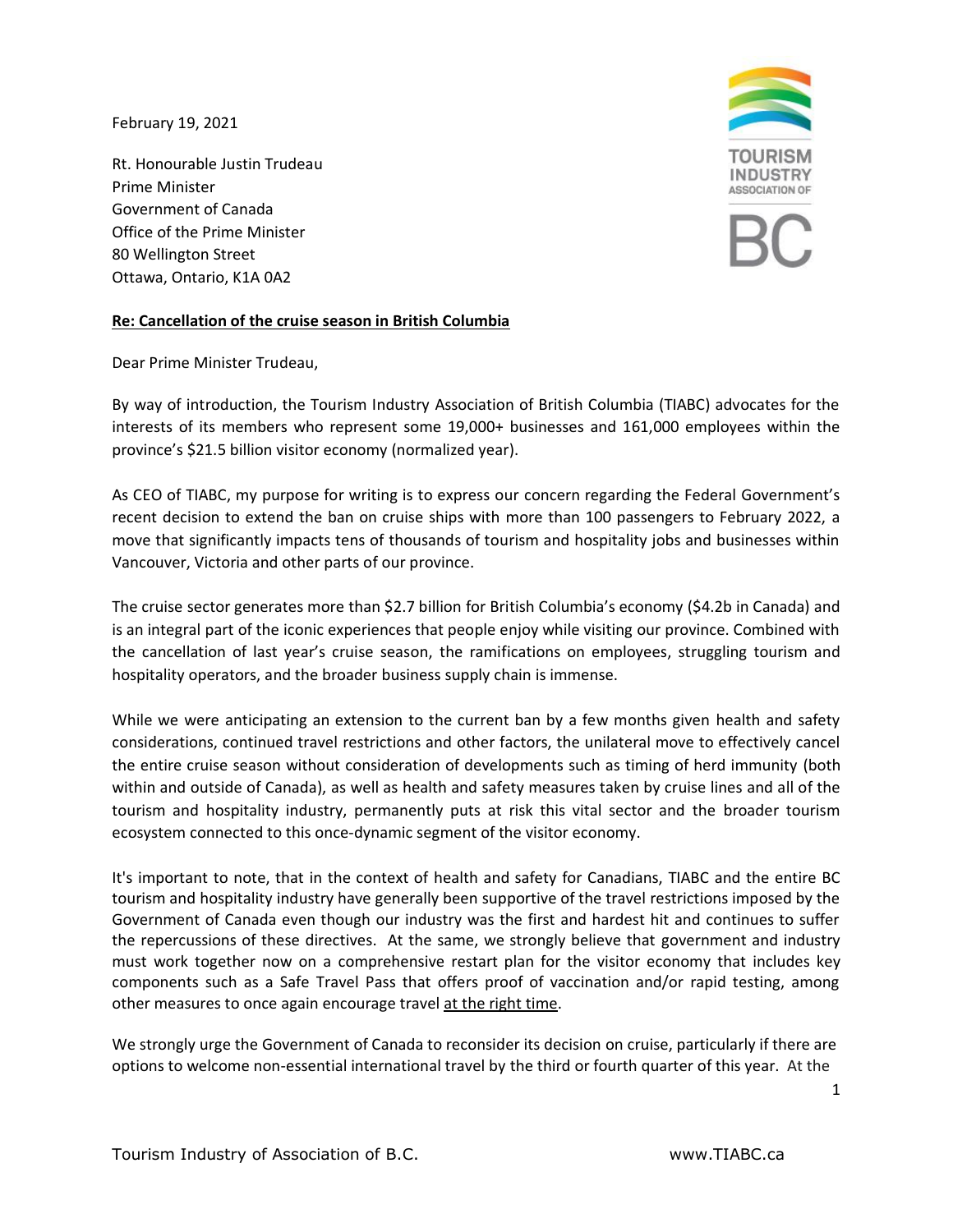February 19, 2021

Rt. Honourable Justin Trudeau
Prime Minister
Government of Canada
Office of the Prime Minister
80 Wellington Street
Ottawa, Ontario, K1A 0A2

**<u>Re: Cancellation of the cruise season in British Columbia</u>**

Dear Prime Minister Trudeau,

By way of introduction, the Tourism Industry Association of British Columbia (TIABC) advocates for the interests of its members who represent some 19,000+ businesses and 161,000 employees within the province's $21.5 billion visitor economy (normalized year).

As CEO of TIABC, my purpose for writing is to express our concern regarding the Federal Government's recent decision to extend the ban on cruise ships with more than 100 passengers to February 2022, a move that significantly impacts tens of thousands of tourism and hospitality jobs and businesses within Vancouver, Victoria and other parts of our province.

The cruise sector generates more than $2.7 billion for British Columbia's economy ($4.2b in Canada) and is an integral part of the iconic experiences that people enjoy while visiting our province. Combined with the cancellation of last year's cruise season, the ramifications on employees, struggling tourism and hospitality operators, and the broader business supply chain is immense.

While we were anticipating an extension to the current ban by a few months given health and safety considerations, continued travel restrictions and other factors, the unilateral move to effectively cancel the entire cruise season without consideration of developments such as timing of herd immunity (both within and outside of Canada), as well as health and safety measures taken by cruise lines and all of the tourism and hospitality industry, permanently puts at risk this vital sector and the broader tourism ecosystem connected to this once-dynamic segment of the visitor economy.

It's important to note, that in the context of health and safety for Canadians, TIABC and the entire BC tourism and hospitality industry have generally been supportive of the travel restrictions imposed by the Government of Canada even though our industry was the first and hardest hit and continues to suffer the repercussions of these directives. At the same, we strongly believe that government and industry must work together now on a comprehensive restart plan for the visitor economy that includes key components such as a Safe Travel Pass that offers proof of vaccination and/or rapid testing, among other measures to once again encourage travel <u>at the right time</u>.

We strongly urge the Government of Canada to reconsider its decision on cruise, particularly if there are options to welcome non-essential international travel by the third or fourth quarter of this year. At the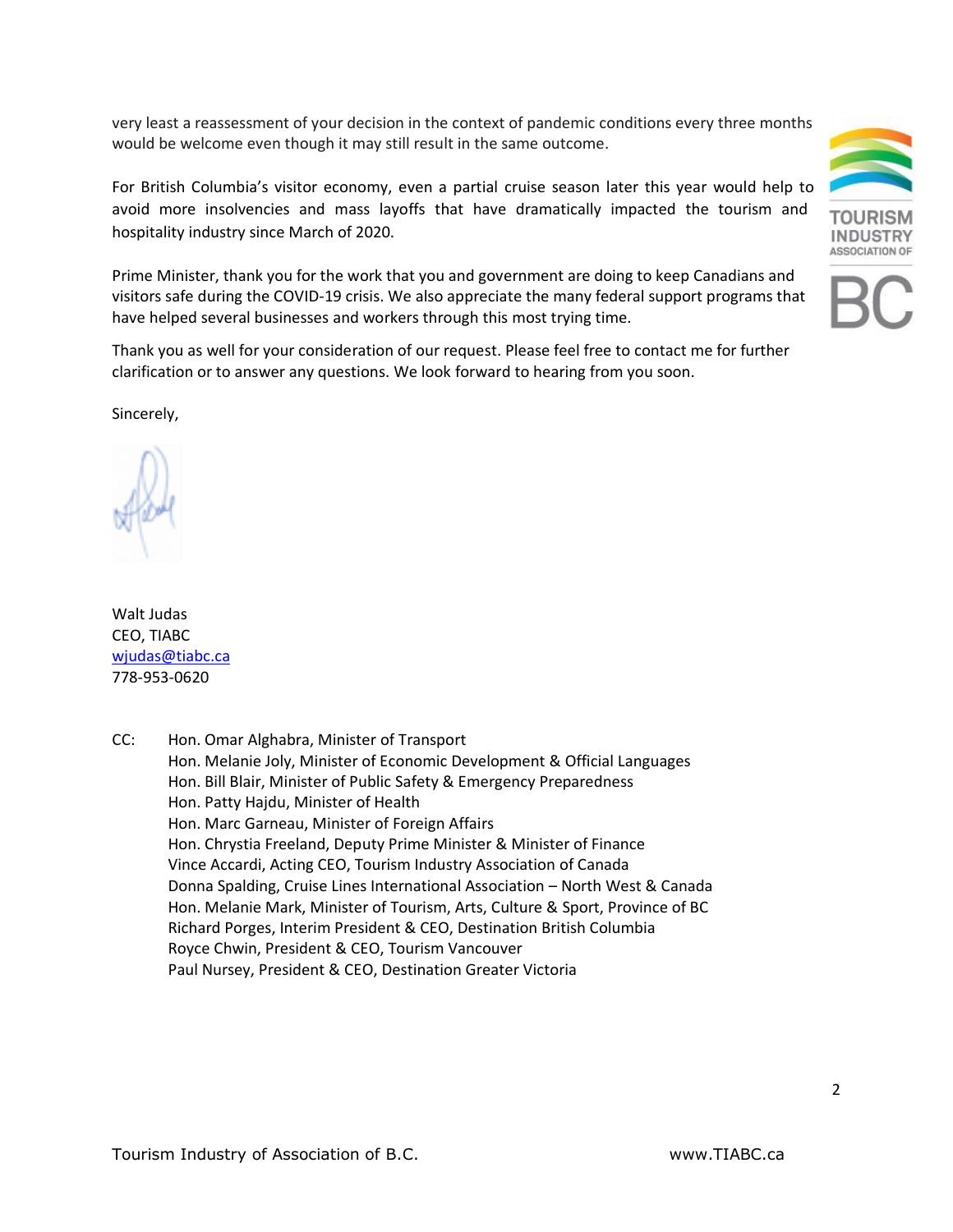very least a reassessment of your decision in the context of pandemic conditions every three months would be welcome even though it may still result in the same outcome.

For British Columbia's visitor economy, even a partial cruise season later this year would help to avoid more insolvencies and mass layoffs that have dramatically impacted the tourism and hospitality industry since March of 2020.

Prime Minister, thank you for the work that you and government are doing to keep Canadians and visitors safe during the COVID-19 crisis. We also appreciate the many federal support programs that have helped several businesses and workers through this most trying time.

Thank you as well for your consideration of our request. Please feel free to contact me for further clarification or to answer any questions. We look forward to hearing from you soon.

Sincerely,

Walt Judas
CEO, TIABC
[wjudas@tiabc.ca](mailto:wjudas@tiabc.ca)
778-953-0620

CC: Hon. Omar Alghabra, Minister of Transport
Hon. Melanie Joly, Minister of Economic Development & Official Languages
Hon. Bill Blair, Minister of Public Safety & Emergency Preparedness
Hon. Patty Hajdu, Minister of Health
Hon. Marc Garneau, Minister of Foreign Affairs
Hon. Chrystia Freeland, Deputy Prime Minister & Minister of Finance
Vince Accardi, Acting CEO, Tourism Industry Association of Canada
Donna Spalding, Cruise Lines International Association – North West & Canada
Hon. Melanie Mark, Minister of Tourism, Arts, Culture & Sport, Province of BC
Richard Porges, Interim President & CEO, Destination British Columbia
Royce Chwin, President & CEO, Tourism Vancouver
Paul Nursey, President & CEO, Destination Greater Victoria